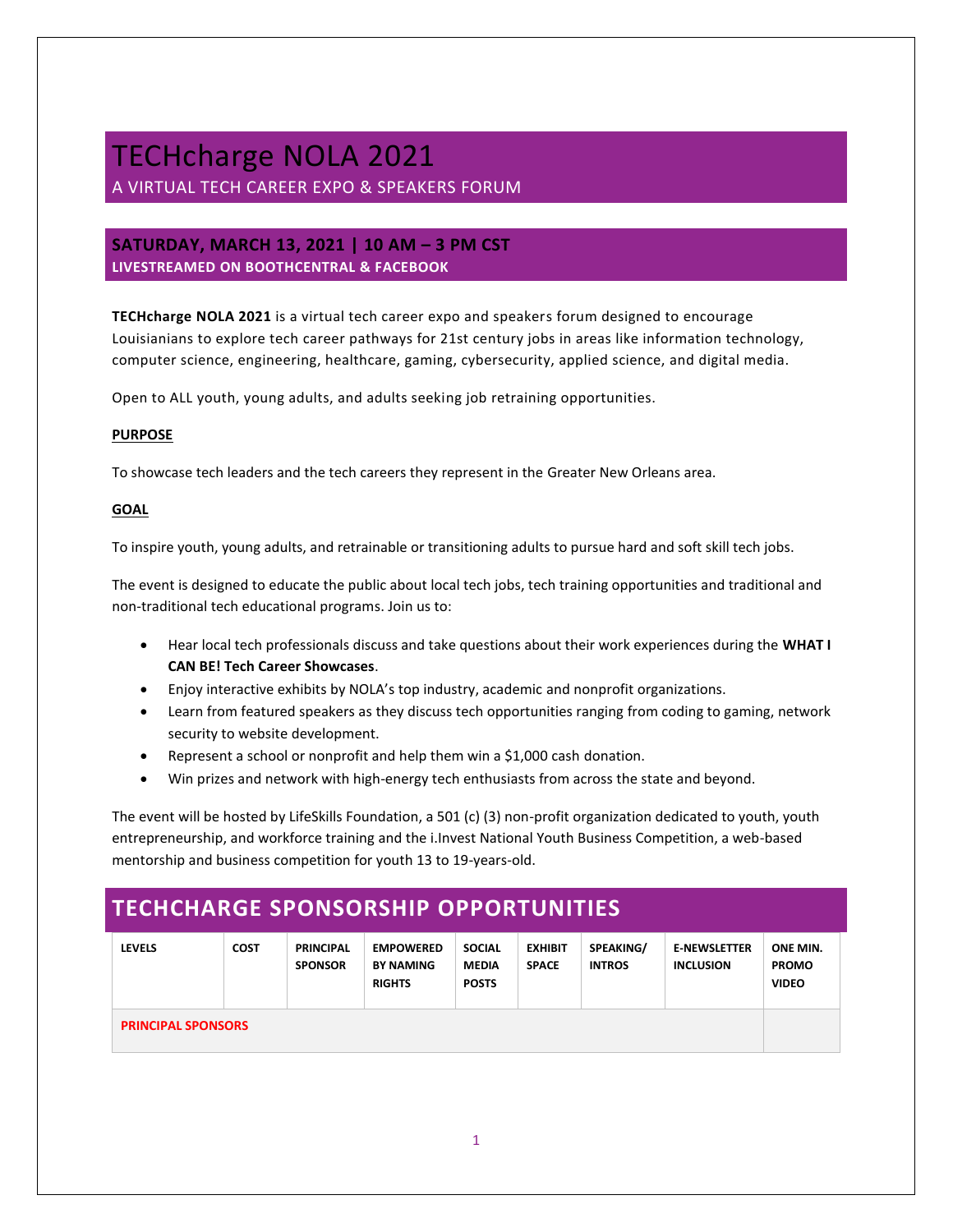# TECHcharge NOLA 2021

A VIRTUAL TECH CAREER EXPO & SPEAKERS FORUM

## SATURDAY, MARCH 13, 2021 | 10 AM – 3 PM CST

**LIVESTREAMED ON BOOTHCENTRAL & FACEBOOK**

**TECHcharge NOLA 2021** is a virtual tech career expo and speakers forum designed to encourage Louisianians to explore tech career pathways for 21st century jobs in areas like information technology, computer science, engineering, healthcare, gaming, cybersecurity, applied science, and digital media.

Open to ALL youth, young adults, and adults seeking job retraining opportunities.

**PURPOSE**

To showcase tech leaders and the tech careers they represent in the Greater New Orleans area.

**GOAL**

To inspire youth, young adults, and retrainable or transitioning adults to pursue hard and soft skill tech jobs.

The event is designed to educate the public about local tech jobs, tech training opportunities and traditional and non-traditional tech educational programs. Join us to:

- Hear local tech professionals discuss and take questions about their work experiences during the **WHAT I CAN BE! Tech Career Showcases**.
- Enjoy interactive exhibits by NOLA's top industry, academic and nonprofit organizations.
- Learn from featured speakers as they discuss tech opportunities ranging from coding to gaming, network security to website development.
- Represent a school or nonprofit and help them win a $1,000 cash donation.
- Win prizes and network with high-energy tech enthusiasts from across the state and beyond.

The event will be hosted by LifeSkills Foundation, a 501 (c) (3) non-profit organization dedicated to youth, youth entrepreneurship, and workforce training and the i.Invest National Youth Business Competition, a web-based mentorship and business competition for youth 13 to 19-years-old.

## TECHCHARGE SPONSORSHIP OPPORTUNITIES

| LEVELS | COST | PRINCIPAL SPONSOR | EMPOWERED BY NAMING RIGHTS | SOCIAL MEDIA POSTS | EXHIBIT SPACE | SPEAKING/ INTROS | E-NEWSLETTER INCLUSION | ONE MIN. PROMO VIDEO |
|---|---|---|---|---|---|---|---|---|
| PRINCIPAL SPONSORS | | | | | | | | |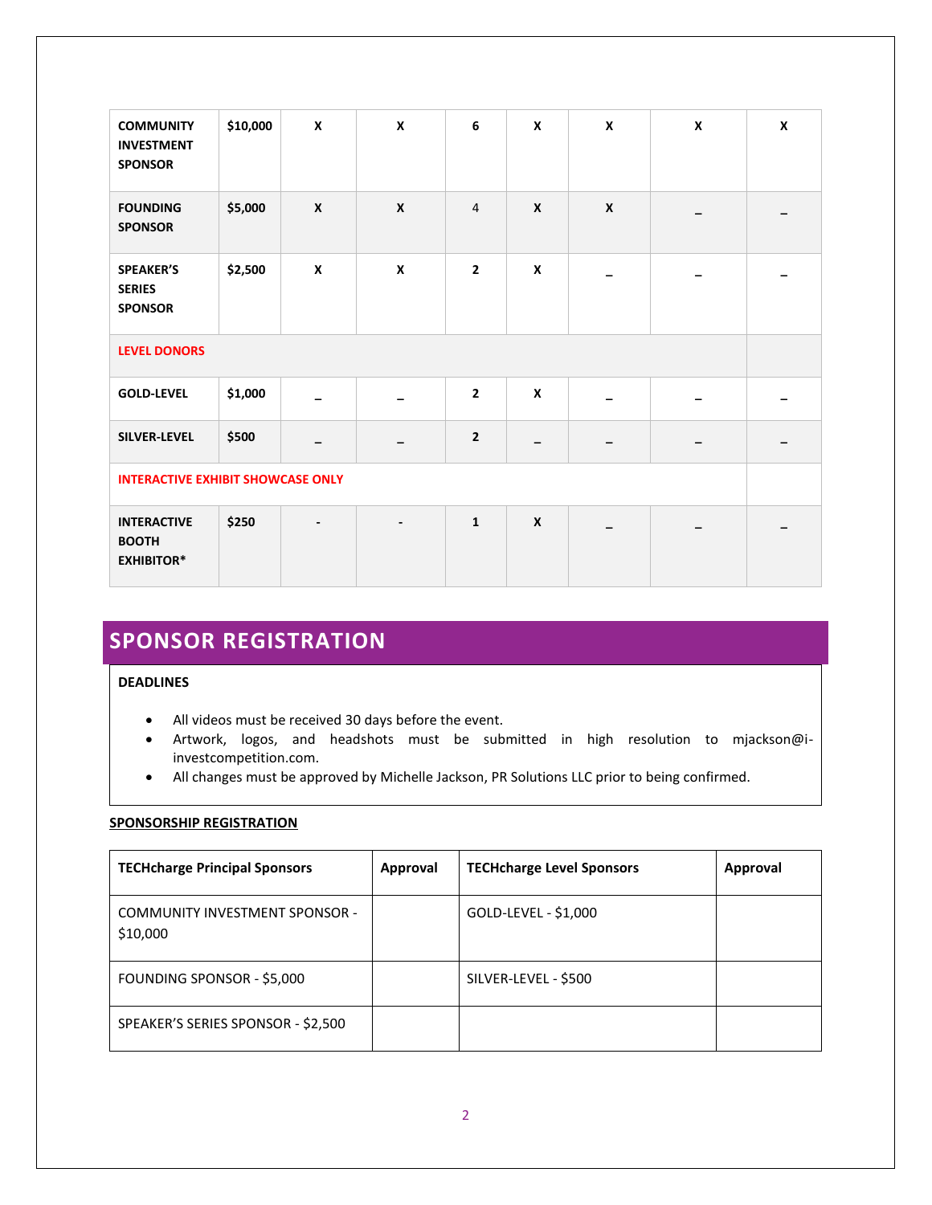| | | | | | | | | |
|---|---|---|---|---|---|---|---|---|
| **COMMUNITY INVESTMENT SPONSOR** | **$10,000** | **X** | **X** | **6** | **X** | **X** | **X** | **X** |
| **FOUNDING SPONSOR** | **$5,000** | **X** | **X** | 4 | **X** | **X** | _ | _ |
| **SPEAKER'S SERIES SPONSOR** | **$2,500** | **X** | **X** | **2** | **X** | _ | _ | _ |
| **LEVEL DONORS** | | | | | | | | |
| **GOLD-LEVEL** | **$1,000** | _ | _ | **2** | **X** | _ | _ | _ |
| **SILVER-LEVEL** | **$500** | _ | _ | **2** | _ | _ | _ | _ |
| **INTERACTIVE EXHIBIT SHOWCASE ONLY** | | | | | | | | |
| **INTERACTIVE BOOTH EXHIBITOR*** | **$250** | - | - | **1** | **X** | _ | _ | _ |

## SPONSOR REGISTRATION

**DEADLINES**

- All videos must be received 30 days before the event.
- Artwork, logos, and headshots must be submitted in high resolution to mjackson@i-investcompetition.com.
- All changes must be approved by Michelle Jackson, PR Solutions LLC prior to being confirmed.

**SPONSORSHIP REGISTRATION**

| TECHcharge Principal Sponsors | Approval | TECHcharge Level Sponsors | Approval |
|---|---|---|---|
| COMMUNITY INVESTMENT SPONSOR - $10,000 | | GOLD-LEVEL - $1,000 | |
| FOUNDING SPONSOR - $5,000 | | SILVER-LEVEL - $500 | |
| SPEAKER'S SERIES SPONSOR - $2,500 | | | |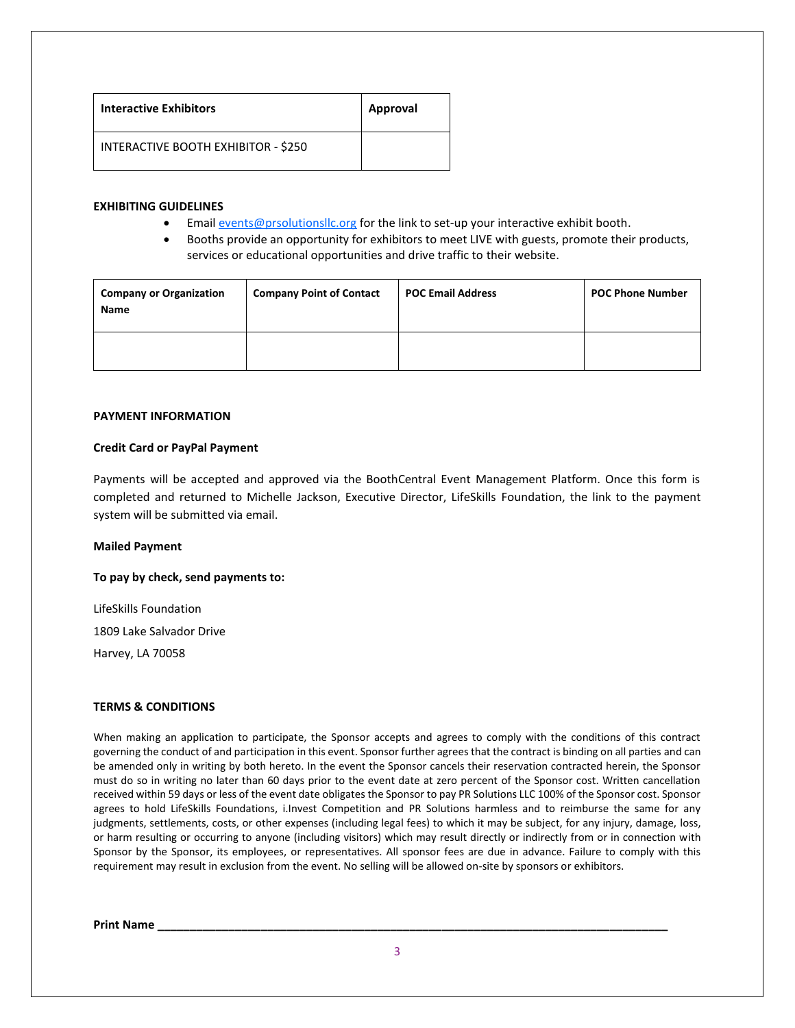| **Interactive Exhibitors** | **Approval** |
| --- | --- |
| INTERACTIVE BOOTH EXHIBITOR - $250 | |

**EXHIBITING GUIDELINES**

- Email events@prsolutionsllc.org for the link to set-up your interactive exhibit booth.
- Booths provide an opportunity for exhibitors to meet LIVE with guests, promote their products, services or educational opportunities and drive traffic to their website.

| **Company or Organization Name** | **Company Point of Contact** | **POC Email Address** | **POC Phone Number** |
| --- | --- | --- | --- |
| | | | |

**PAYMENT INFORMATION**

**Credit Card or PayPal Payment**

Payments will be accepted and approved via the BoothCentral Event Management Platform. Once this form is completed and returned to Michelle Jackson, Executive Director, LifeSkills Foundation, the link to the payment system will be submitted via email.

**Mailed Payment**

**To pay by check, send payments to:**

LifeSkills Foundation

1809 Lake Salvador Drive

Harvey, LA 70058

**TERMS & CONDITIONS**

When making an application to participate, the Sponsor accepts and agrees to comply with the conditions of this contract governing the conduct of and participation in this event. Sponsor further agrees that the contract is binding on all parties and can be amended only in writing by both hereto. In the event the Sponsor cancels their reservation contracted herein, the Sponsor must do so in writing no later than 60 days prior to the event date at zero percent of the Sponsor cost. Written cancellation received within 59 days or less of the event date obligates the Sponsor to pay PR Solutions LLC 100% of the Sponsor cost. Sponsor agrees to hold LifeSkills Foundations, i.Invest Competition and PR Solutions harmless and to reimburse the same for any judgments, settlements, costs, or other expenses (including legal fees) to which it may be subject, for any injury, damage, loss, or harm resulting or occurring to anyone (including visitors) which may result directly or indirectly from or in connection with Sponsor by the Sponsor, its employees, or representatives. All sponsor fees are due in advance. Failure to comply with this requirement may result in exclusion from the event. No selling will be allowed on-site by sponsors or exhibitors.

**Print Name** ______________________________________________________________________________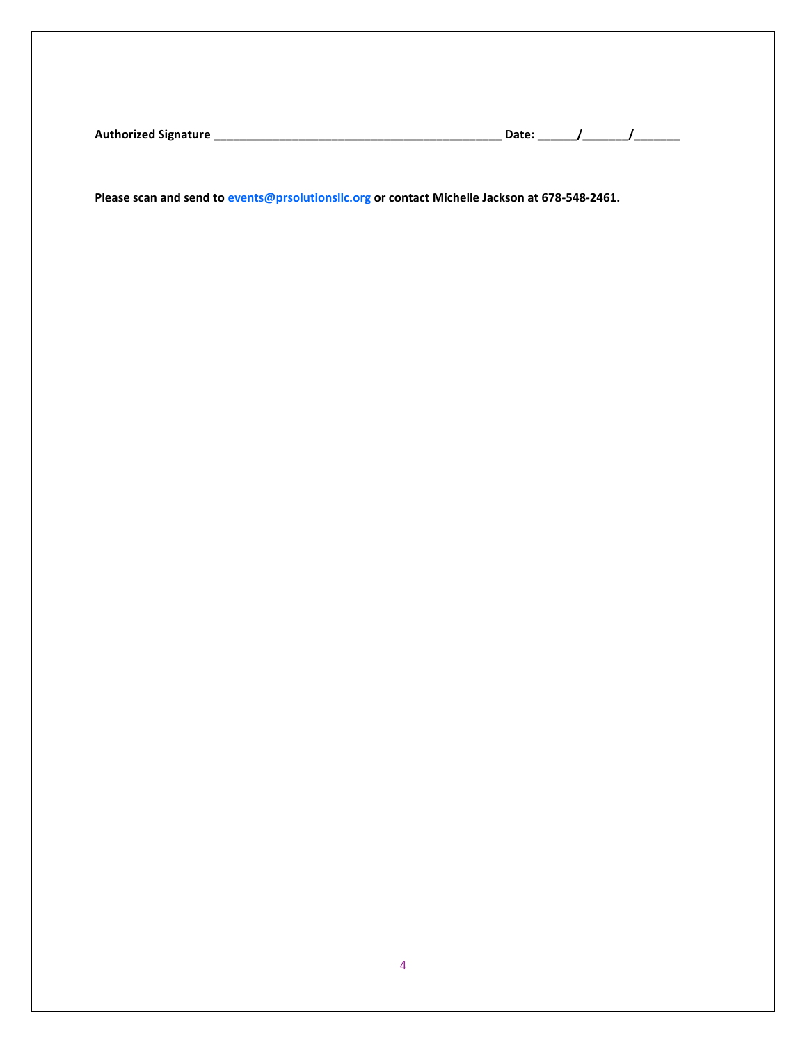**Authorized Signature \_\_\_\_\_\_\_\_\_\_\_\_\_\_\_\_\_\_\_\_\_\_\_\_\_\_\_\_\_\_\_\_\_\_\_\_\_\_\_\_\_\_\_\_ Date: \_\_\_\_\_\_/\_\_\_\_\_\_\_/\_\_\_\_\_\_\_**

**Please scan and send to [events@prsolutionsllc.org](mailto:events@prsolutionsllc.org) or contact Michelle Jackson at 678-548-2461.**